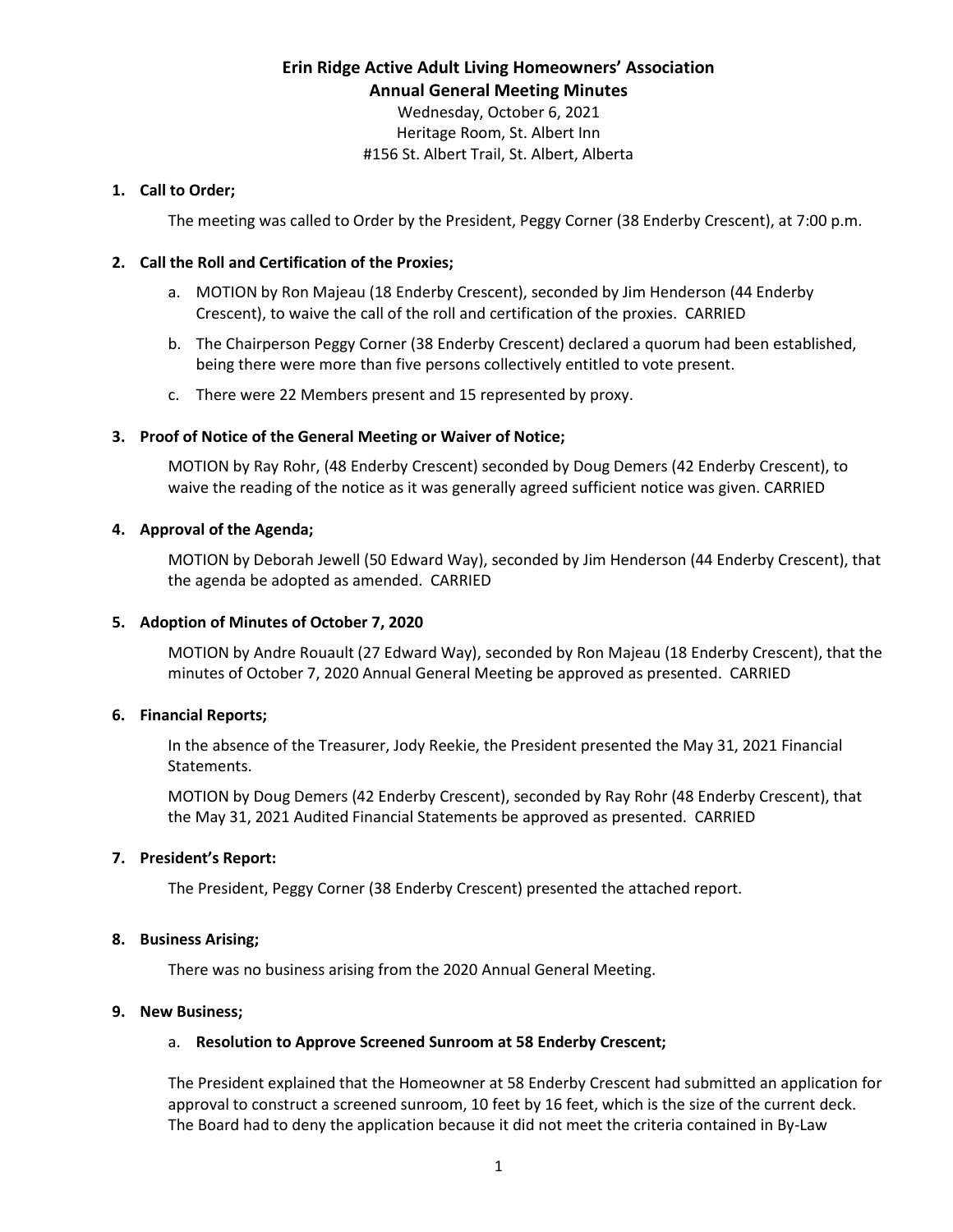# Erin Ridge Active Adult Living Homeowners' Association

## Annual General Meeting Minutes

Wednesday, October 6, 2021
Heritage Room, St. Albert Inn
#156 St. Albert Trail, St. Albert, Alberta

**1. Call to Order;**

The meeting was called to Order by the President, Peggy Corner (38 Enderby Crescent), at 7:00 p.m.

**2. Call the Roll and Certification of the Proxies;**

a. MOTION by Ron Majeau (18 Enderby Crescent), seconded by Jim Henderson (44 Enderby Crescent), to waive the call of the roll and certification of the proxies. CARRIED

b. The Chairperson Peggy Corner (38 Enderby Crescent) declared a quorum had been established, being there were more than five persons collectively entitled to vote present.

c. There were 22 Members present and 15 represented by proxy.

**3. Proof of Notice of the General Meeting or Waiver of Notice;**

MOTION by Ray Rohr, (48 Enderby Crescent) seconded by Doug Demers (42 Enderby Crescent), to waive the reading of the notice as it was generally agreed sufficient notice was given. CARRIED

**4. Approval of the Agenda;**

MOTION by Deborah Jewell (50 Edward Way), seconded by Jim Henderson (44 Enderby Crescent), that the agenda be adopted as amended. CARRIED

**5. Adoption of Minutes of October 7, 2020**

MOTION by Andre Rouault (27 Edward Way), seconded by Ron Majeau (18 Enderby Crescent), that the minutes of October 7, 2020 Annual General Meeting be approved as presented. CARRIED

**6. Financial Reports;**

In the absence of the Treasurer, Jody Reekie, the President presented the May 31, 2021 Financial Statements.

MOTION by Doug Demers (42 Enderby Crescent), seconded by Ray Rohr (48 Enderby Crescent), that the May 31, 2021 Audited Financial Statements be approved as presented. CARRIED

**7. President's Report:**

The President, Peggy Corner (38 Enderby Crescent) presented the attached report.

**8. Business Arising;**

There was no business arising from the 2020 Annual General Meeting.

**9. New Business;**

a. **Resolution to Approve Screened Sunroom at 58 Enderby Crescent;**

The President explained that the Homeowner at 58 Enderby Crescent had submitted an application for approval to construct a screened sunroom, 10 feet by 16 feet, which is the size of the current deck. The Board had to deny the application because it did not meet the criteria contained in By-Law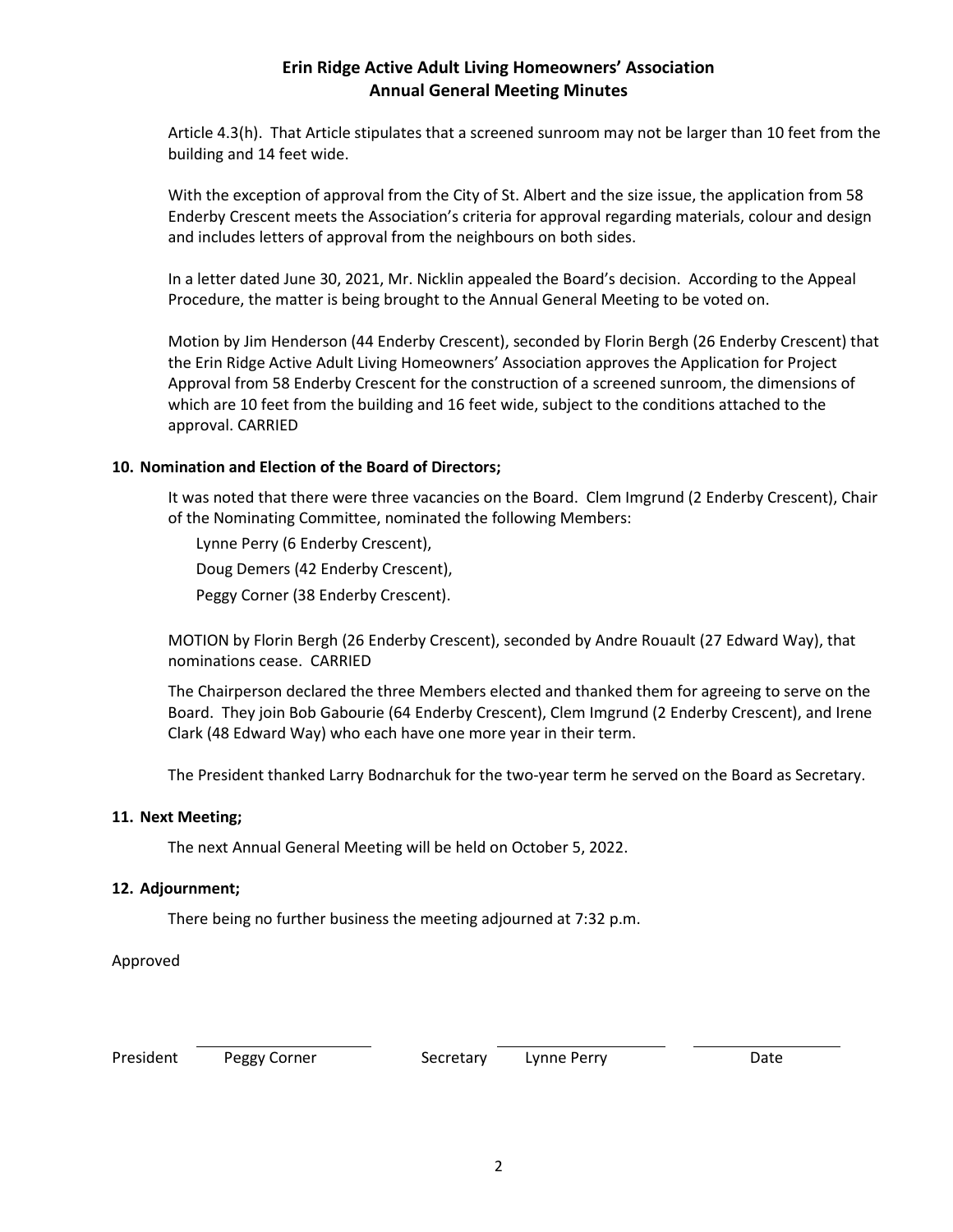Article 4.3(h). That Article stipulates that a screened sunroom may not be larger than 10 feet from the building and 14 feet wide.

With the exception of approval from the City of St. Albert and the size issue, the application from 58 Enderby Crescent meets the Association's criteria for approval regarding materials, colour and design and includes letters of approval from the neighbours on both sides.

In a letter dated June 30, 2021, Mr. Nicklin appealed the Board's decision. According to the Appeal Procedure, the matter is being brought to the Annual General Meeting to be voted on.

Motion by Jim Henderson (44 Enderby Crescent), seconded by Florin Bergh (26 Enderby Crescent) that the Erin Ridge Active Adult Living Homeowners' Association approves the Application for Project Approval from 58 Enderby Crescent for the construction of a screened sunroom, the dimensions of which are 10 feet from the building and 16 feet wide, subject to the conditions attached to the approval. CARRIED

**10. Nomination and Election of the Board of Directors;**

It was noted that there were three vacancies on the Board. Clem Imgrund (2 Enderby Crescent), Chair of the Nominating Committee, nominated the following Members:

Lynne Perry (6 Enderby Crescent),

Doug Demers (42 Enderby Crescent),

Peggy Corner (38 Enderby Crescent).

MOTION by Florin Bergh (26 Enderby Crescent), seconded by Andre Rouault (27 Edward Way), that nominations cease. CARRIED

The Chairperson declared the three Members elected and thanked them for agreeing to serve on the Board. They join Bob Gabourie (64 Enderby Crescent), Clem Imgrund (2 Enderby Crescent), and Irene Clark (48 Edward Way) who each have one more year in their term.

The President thanked Larry Bodnarchuk for the two-year term he served on the Board as Secretary.

**11. Next Meeting;**

The next Annual General Meeting will be held on October 5, 2022.

**12. Adjournment;**

There being no further business the meeting adjourned at 7:32 p.m.

Approved

President Peggy Corner Secretary Lynne Perry Date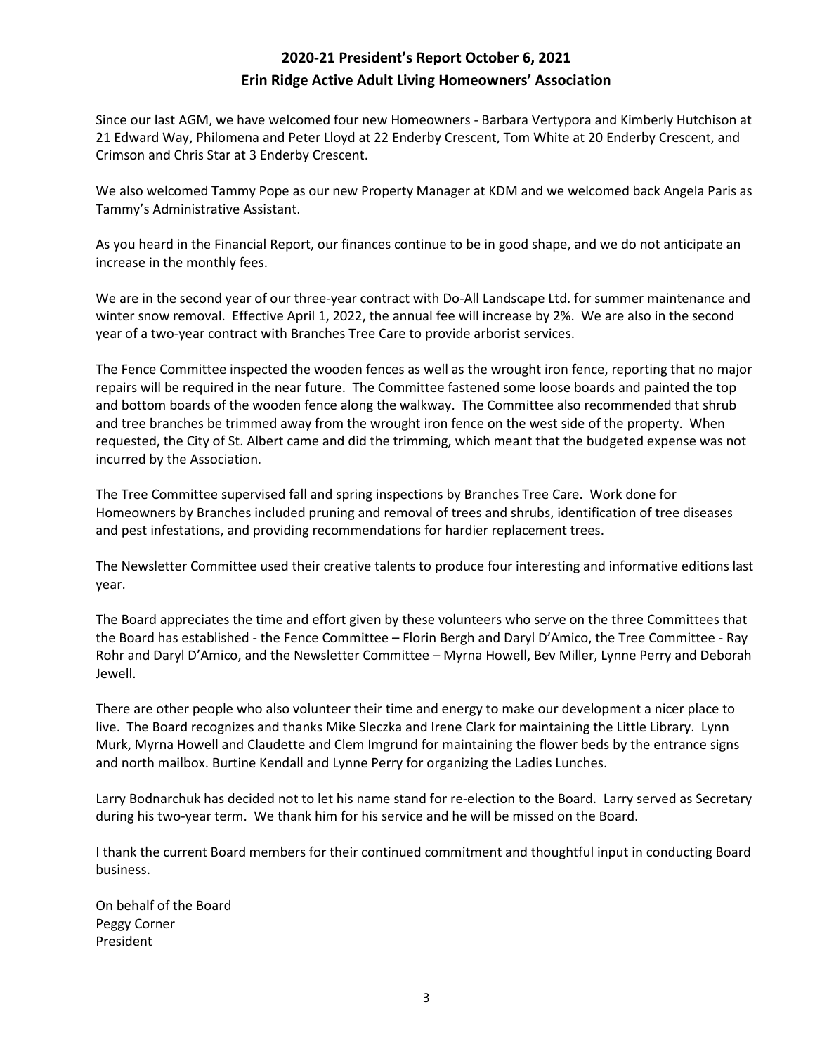## 2020-21 President's Report October 6, 2021
## Erin Ridge Active Adult Living Homeowners' Association

Since our last AGM, we have welcomed four new Homeowners - Barbara Vertypora and Kimberly Hutchison at 21 Edward Way, Philomena and Peter Lloyd at 22 Enderby Crescent, Tom White at 20 Enderby Crescent, and Crimson and Chris Star at 3 Enderby Crescent.

We also welcomed Tammy Pope as our new Property Manager at KDM and we welcomed back Angela Paris as Tammy's Administrative Assistant.

As you heard in the Financial Report, our finances continue to be in good shape, and we do not anticipate an increase in the monthly fees.

We are in the second year of our three-year contract with Do-All Landscape Ltd. for summer maintenance and winter snow removal. Effective April 1, 2022, the annual fee will increase by 2%. We are also in the second year of a two-year contract with Branches Tree Care to provide arborist services.

The Fence Committee inspected the wooden fences as well as the wrought iron fence, reporting that no major repairs will be required in the near future. The Committee fastened some loose boards and painted the top and bottom boards of the wooden fence along the walkway. The Committee also recommended that shrub and tree branches be trimmed away from the wrought iron fence on the west side of the property. When requested, the City of St. Albert came and did the trimming, which meant that the budgeted expense was not incurred by the Association.

The Tree Committee supervised fall and spring inspections by Branches Tree Care. Work done for Homeowners by Branches included pruning and removal of trees and shrubs, identification of tree diseases and pest infestations, and providing recommendations for hardier replacement trees.

The Newsletter Committee used their creative talents to produce four interesting and informative editions last year.

The Board appreciates the time and effort given by these volunteers who serve on the three Committees that the Board has established - the Fence Committee – Florin Bergh and Daryl D'Amico, the Tree Committee - Ray Rohr and Daryl D'Amico, and the Newsletter Committee – Myrna Howell, Bev Miller, Lynne Perry and Deborah Jewell.

There are other people who also volunteer their time and energy to make our development a nicer place to live. The Board recognizes and thanks Mike Sleczka and Irene Clark for maintaining the Little Library. Lynn Murk, Myrna Howell and Claudette and Clem Imgrund for maintaining the flower beds by the entrance signs and north mailbox. Burtine Kendall and Lynne Perry for organizing the Ladies Lunches.

Larry Bodnarchuk has decided not to let his name stand for re-election to the Board. Larry served as Secretary during his two-year term. We thank him for his service and he will be missed on the Board.

I thank the current Board members for their continued commitment and thoughtful input in conducting Board business.

On behalf of the Board
Peggy Corner
President